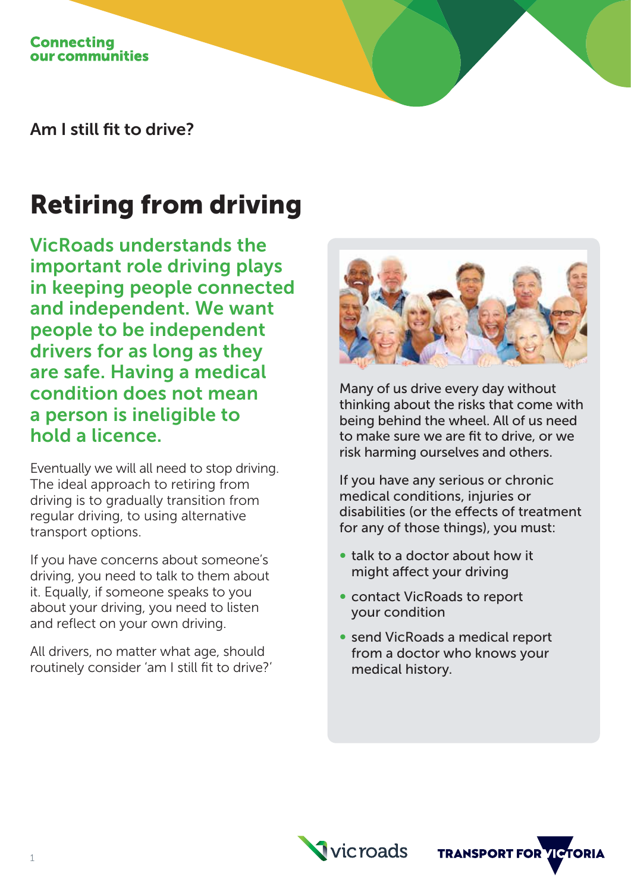Connecting our communities

## Am I still fit to drive?

# Retiring from driving

**VicRoads understands the important role driving plays in keeping people connected and independent. We want people to be independent drivers for as long as they are safe. Having a medical condition does not mean a person is ineligible to hold a licence.**

Eventually we will all need to stop driving. The ideal approach to retiring from driving is to gradually transition from regular driving, to using alternative transport options.

If you have concerns about someone's driving, you need to talk to them about it. Equally, if someone speaks to you about your driving, you need to listen and reflect on your own driving.

All drivers, no matter what age, should routinely consider 'am I still fit to drive?'

Many of us drive every day without thinking about the risks that come with being behind the wheel. All of us need to make sure we are fit to drive, or we risk harming ourselves and others.

If you have any serious or chronic medical conditions, injuries or disabilities (or the effects of treatment for any of those things), you must:

- talk to a doctor about how it might affect your driving
- contact VicRoads to report your condition
- send VicRoads a medical report from a doctor who knows your medical history.

vicroads

TRANSPORT FOR VICTORIA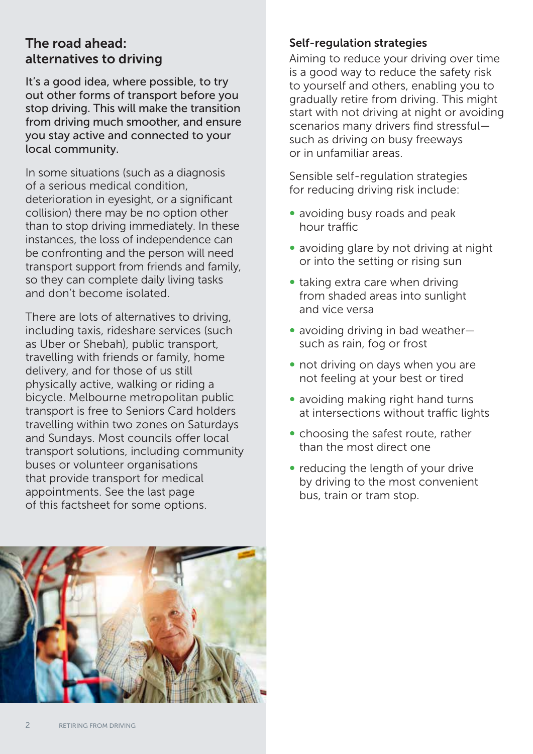## The road ahead: alternatives to driving

It's a good idea, where possible, to try out other forms of transport before you stop driving. This will make the transition from driving much smoother, and ensure you stay active and connected to your local community.

In some situations (such as a diagnosis of a serious medical condition, deterioration in eyesight, or a significant collision) there may be no option other than to stop driving immediately. In these instances, the loss of independence can be confronting and the person will need transport support from friends and family, so they can complete daily living tasks and don't become isolated.

There are lots of alternatives to driving, including taxis, rideshare services (such as Uber or Shebah), public transport, travelling with friends or family, home delivery, and for those of us still physically active, walking or riding a bicycle. Melbourne metropolitan public transport is free to Seniors Card holders travelling within two zones on Saturdays and Sundays. Most councils offer local transport solutions, including community buses or volunteer organisations that provide transport for medical appointments. See the last page of this factsheet for some options.

### Self-regulation strategies

Aiming to reduce your driving over time is a good way to reduce the safety risk to yourself and others, enabling you to gradually retire from driving. This might start with not driving at night or avoiding scenarios many drivers find stressful—such as driving on busy freeways or in unfamiliar areas.

Sensible self-regulation strategies for reducing driving risk include:

- avoiding busy roads and peak hour traffic
- avoiding glare by not driving at night or into the setting or rising sun
- taking extra care when driving from shaded areas into sunlight and vice versa
- avoiding driving in bad weather—such as rain, fog or frost
- not driving on days when you are not feeling at your best or tired
- avoiding making right hand turns at intersections without traffic lights
- choosing the safest route, rather than the most direct one
- reducing the length of your drive by driving to the most convenient bus, train or tram stop.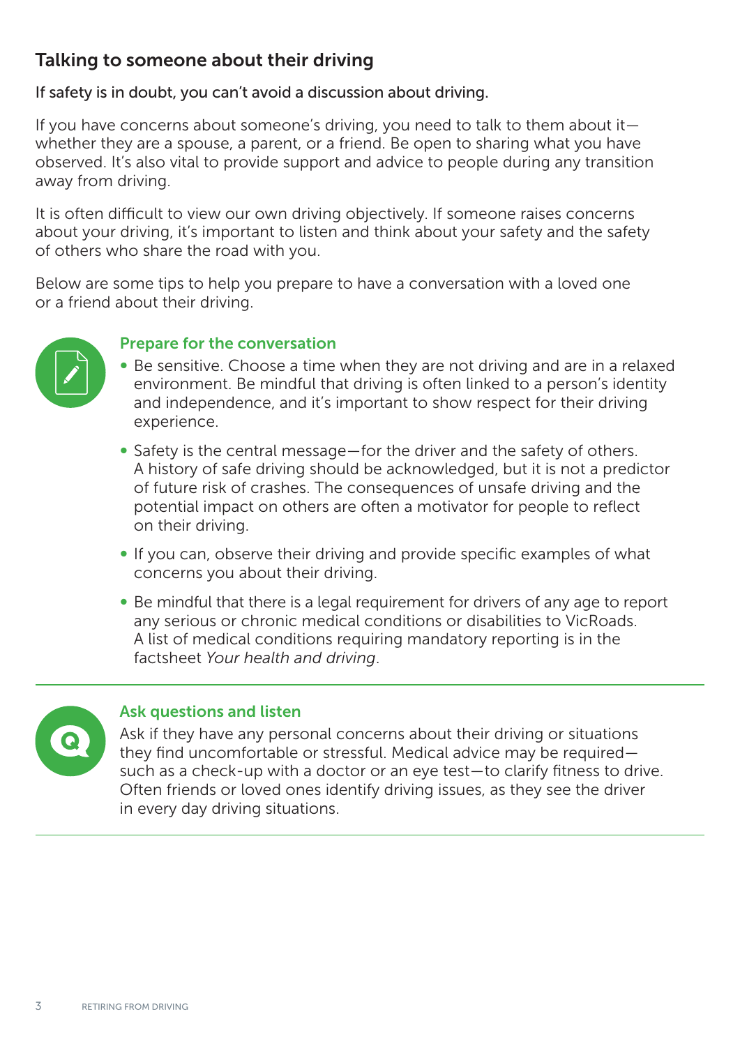## Talking to someone about their driving

If safety is in doubt, you can't avoid a discussion about driving.

If you have concerns about someone's driving, you need to talk to them about it—whether they are a spouse, a parent, or a friend. Be open to sharing what you have observed. It's also vital to provide support and advice to people during any transition away from driving.

It is often difficult to view our own driving objectively. If someone raises concerns about your driving, it's important to listen and think about your safety and the safety of others who share the road with you.

Below are some tips to help you prepare to have a conversation with a loved one or a friend about their driving.

### Prepare for the conversation

- Be sensitive. Choose a time when they are not driving and are in a relaxed environment. Be mindful that driving is often linked to a person's identity and independence, and it's important to show respect for their driving experience.
- Safety is the central message—for the driver and the safety of others. A history of safe driving should be acknowledged, but it is not a predictor of future risk of crashes. The consequences of unsafe driving and the potential impact on others are often a motivator for people to reflect on their driving.
- If you can, observe their driving and provide specific examples of what concerns you about their driving.
- Be mindful that there is a legal requirement for drivers of any age to report any serious or chronic medical conditions or disabilities to VicRoads. A list of medical conditions requiring mandatory reporting is in the factsheet *Your health and driving*.

### Ask questions and listen

Ask if they have any personal concerns about their driving or situations they find uncomfortable or stressful. Medical advice may be required—such as a check-up with a doctor or an eye test—to clarify fitness to drive. Often friends or loved ones identify driving issues, as they see the driver in every day driving situations.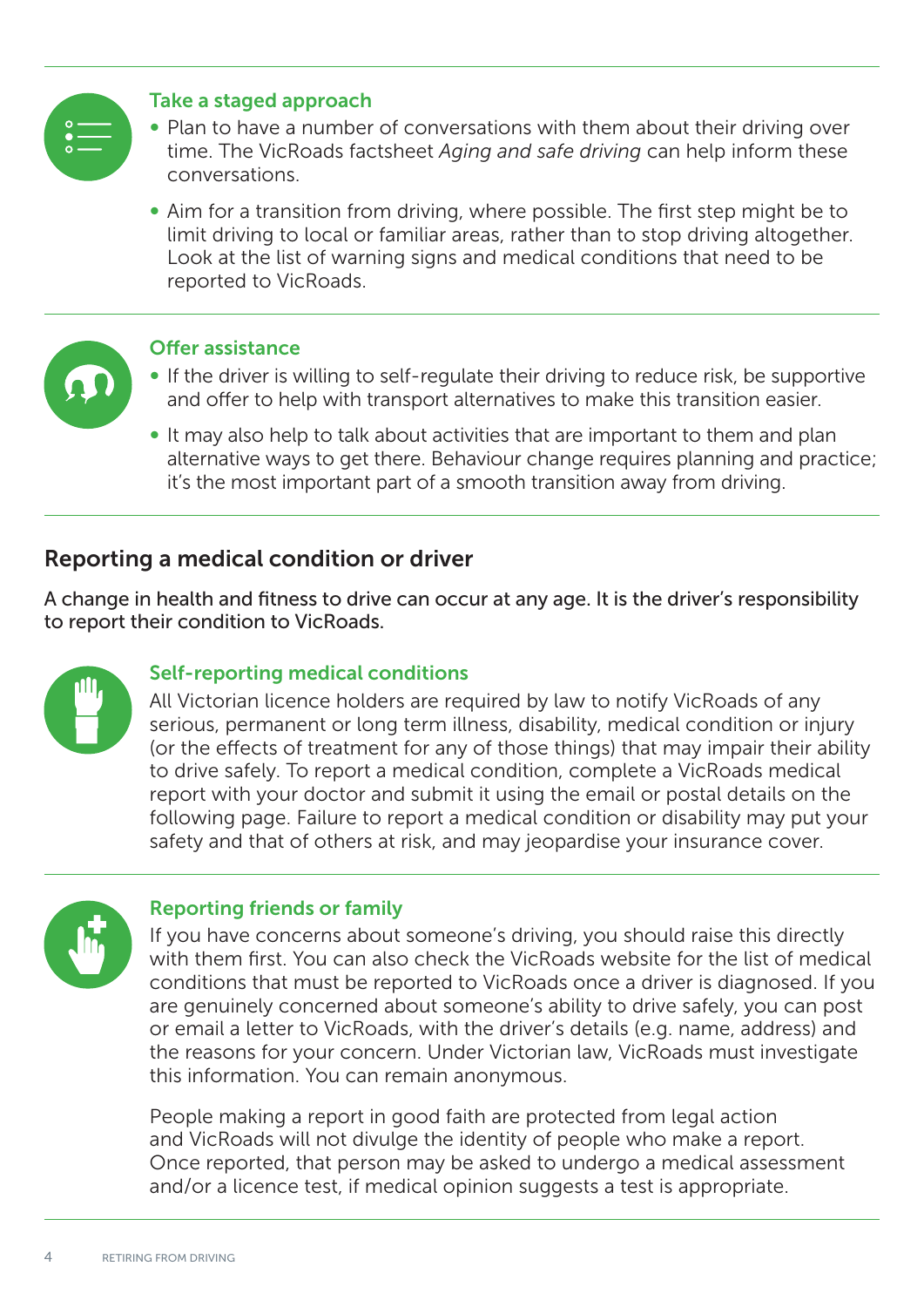### Take a staged approach

- Plan to have a number of conversations with them about their driving over time. The VicRoads factsheet *Aging and safe driving* can help inform these conversations.
- Aim for a transition from driving, where possible. The first step might be to limit driving to local or familiar areas, rather than to stop driving altogether. Look at the list of warning signs and medical conditions that need to be reported to VicRoads.

### Offer assistance

- If the driver is willing to self-regulate their driving to reduce risk, be supportive and offer to help with transport alternatives to make this transition easier.
- It may also help to talk about activities that are important to them and plan alternative ways to get there. Behaviour change requires planning and practice; it's the most important part of a smooth transition away from driving.

## Reporting a medical condition or driver

A change in health and fitness to drive can occur at any age. It is the driver's responsibility to report their condition to VicRoads.

### Self-reporting medical conditions

All Victorian licence holders are required by law to notify VicRoads of any serious, permanent or long term illness, disability, medical condition or injury (or the effects of treatment for any of those things) that may impair their ability to drive safely. To report a medical condition, complete a VicRoads medical report with your doctor and submit it using the email or postal details on the following page. Failure to report a medical condition or disability may put your safety and that of others at risk, and may jeopardise your insurance cover.

### Reporting friends or family

If you have concerns about someone's driving, you should raise this directly with them first. You can also check the VicRoads website for the list of medical conditions that must be reported to VicRoads once a driver is diagnosed. If you are genuinely concerned about someone's ability to drive safely, you can post or email a letter to VicRoads, with the driver's details (e.g. name, address) and the reasons for your concern. Under Victorian law, VicRoads must investigate this information. You can remain anonymous.

People making a report in good faith are protected from legal action and VicRoads will not divulge the identity of people who make a report. Once reported, that person may be asked to undergo a medical assessment and/or a licence test, if medical opinion suggests a test is appropriate.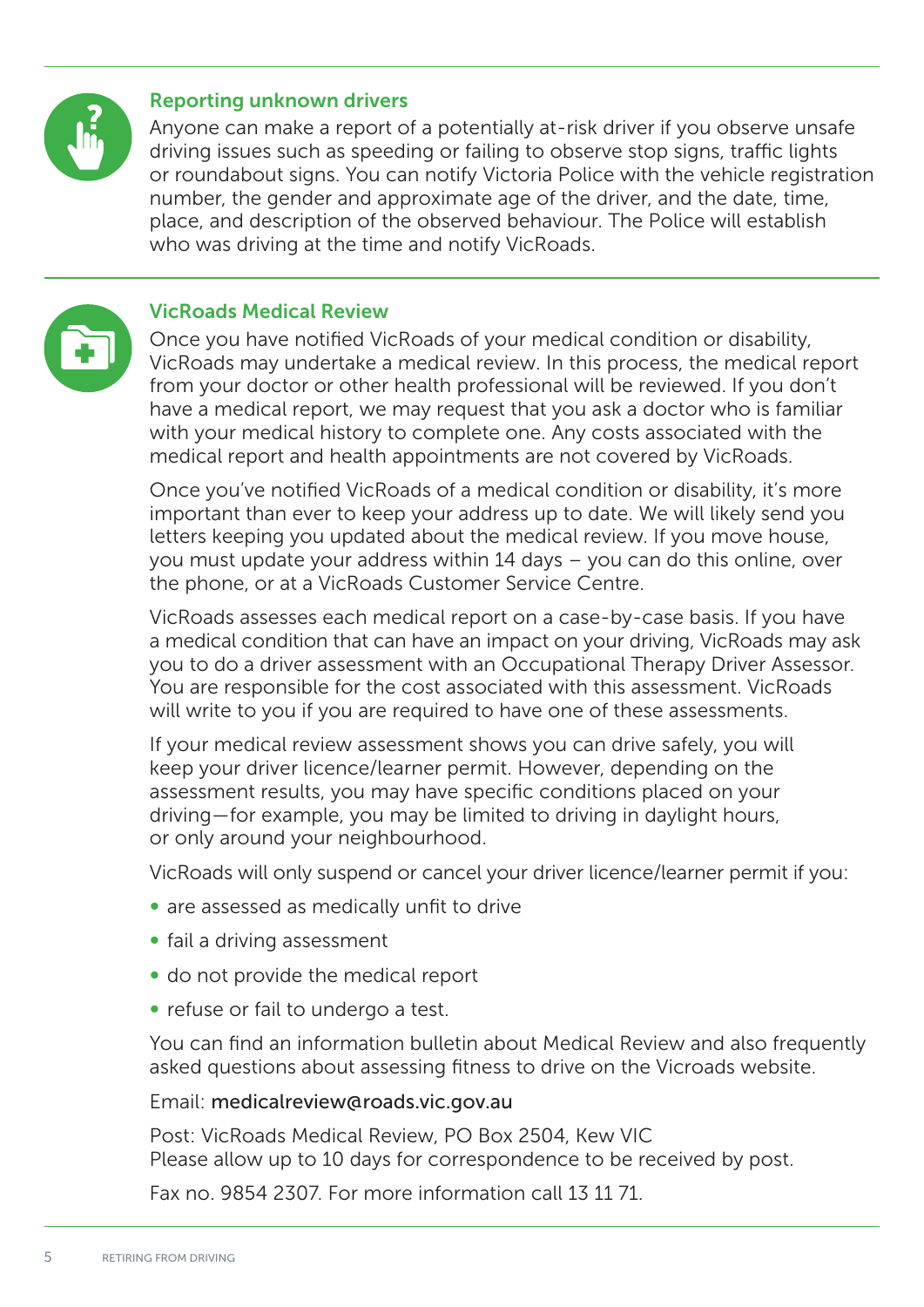## Reporting unknown drivers

Anyone can make a report of a potentially at-risk driver if you observe unsafe driving issues such as speeding or failing to observe stop signs, traffic lights or roundabout signs. You can notify Victoria Police with the vehicle registration number, the gender and approximate age of the driver, and the date, time, place, and description of the observed behaviour. The Police will establish who was driving at the time and notify VicRoads.

## VicRoads Medical Review

Once you have notified VicRoads of your medical condition or disability, VicRoads may undertake a medical review. In this process, the medical report from your doctor or other health professional will be reviewed. If you don't have a medical report, we may request that you ask a doctor who is familiar with your medical history to complete one. Any costs associated with the medical report and health appointments are not covered by VicRoads.

Once you've notified VicRoads of a medical condition or disability, it's more important than ever to keep your address up to date. We will likely send you letters keeping you updated about the medical review. If you move house, you must update your address within 14 days – you can do this online, over the phone, or at a VicRoads Customer Service Centre.

VicRoads assesses each medical report on a case-by-case basis. If you have a medical condition that can have an impact on your driving, VicRoads may ask you to do a driver assessment with an Occupational Therapy Driver Assessor. You are responsible for the cost associated with this assessment. VicRoads will write to you if you are required to have one of these assessments.

If your medical review assessment shows you can drive safely, you will keep your driver licence/learner permit. However, depending on the assessment results, you may have specific conditions placed on your driving—for example, you may be limited to driving in daylight hours, or only around your neighbourhood.

VicRoads will only suspend or cancel your driver licence/learner permit if you:

- are assessed as medically unfit to drive
- fail a driving assessment
- do not provide the medical report
- refuse or fail to undergo a test.

You can find an information bulletin about Medical Review and also frequently asked questions about assessing fitness to drive on the Vicroads website.

Email: **medicalreview@roads.vic.gov.au**

Post: VicRoads Medical Review, PO Box 2504, Kew VIC
Please allow up to 10 days for correspondence to be received by post.

Fax no. 9854 2307. For more information call 13 11 71.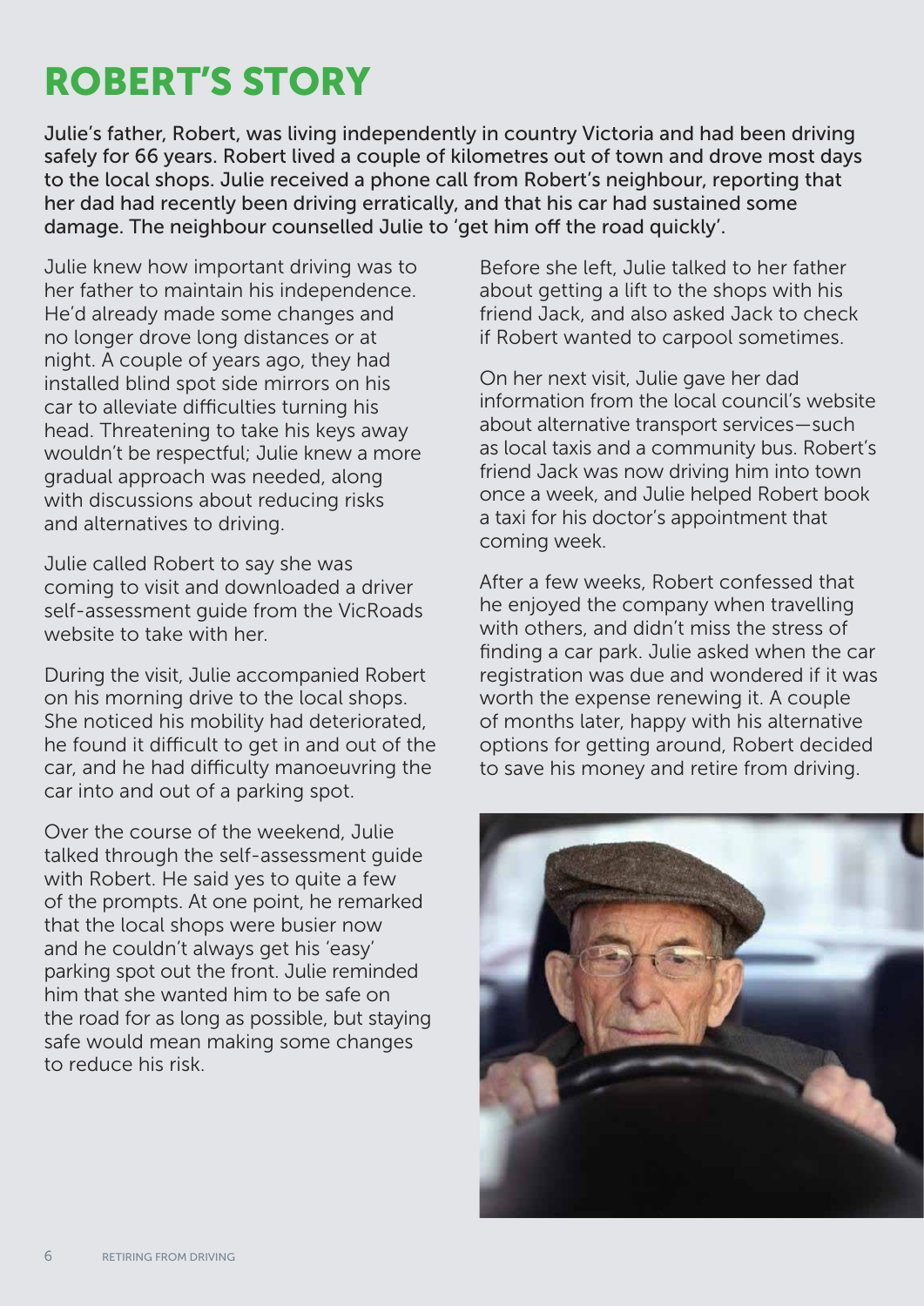# ROBERT'S STORY

**Julie's father, Robert, was living independently in country Victoria and had been driving safely for 66 years. Robert lived a couple of kilometres out of town and drove most days to the local shops. Julie received a phone call from Robert's neighbour, reporting that her dad had recently been driving erratically, and that his car had sustained some damage. The neighbour counselled Julie to 'get him off the road quickly'.**

Julie knew how important driving was to her father to maintain his independence. He'd already made some changes and no longer drove long distances or at night. A couple of years ago, they had installed blind spot side mirrors on his car to alleviate difficulties turning his head. Threatening to take his keys away wouldn't be respectful; Julie knew a more gradual approach was needed, along with discussions about reducing risks and alternatives to driving.

Julie called Robert to say she was coming to visit and downloaded a driver self-assessment guide from the VicRoads website to take with her.

During the visit, Julie accompanied Robert on his morning drive to the local shops. She noticed his mobility had deteriorated, he found it difficult to get in and out of the car, and he had difficulty manoeuvring the car into and out of a parking spot.

Over the course of the weekend, Julie talked through the self-assessment guide with Robert. He said yes to quite a few of the prompts. At one point, he remarked that the local shops were busier now and he couldn't always get his 'easy' parking spot out the front. Julie reminded him that she wanted him to be safe on the road for as long as possible, but staying safe would mean making some changes to reduce his risk.

Before she left, Julie talked to her father about getting a lift to the shops with his friend Jack, and also asked Jack to check if Robert wanted to carpool sometimes.

On her next visit, Julie gave her dad information from the local council's website about alternative transport services—such as local taxis and a community bus. Robert's friend Jack was now driving him into town once a week, and Julie helped Robert book a taxi for his doctor's appointment that coming week.

After a few weeks, Robert confessed that he enjoyed the company when travelling with others, and didn't miss the stress of finding a car park. Julie asked when the car registration was due and wondered if it was worth the expense renewing it. A couple of months later, happy with his alternative options for getting around, Robert decided to save his money and retire from driving.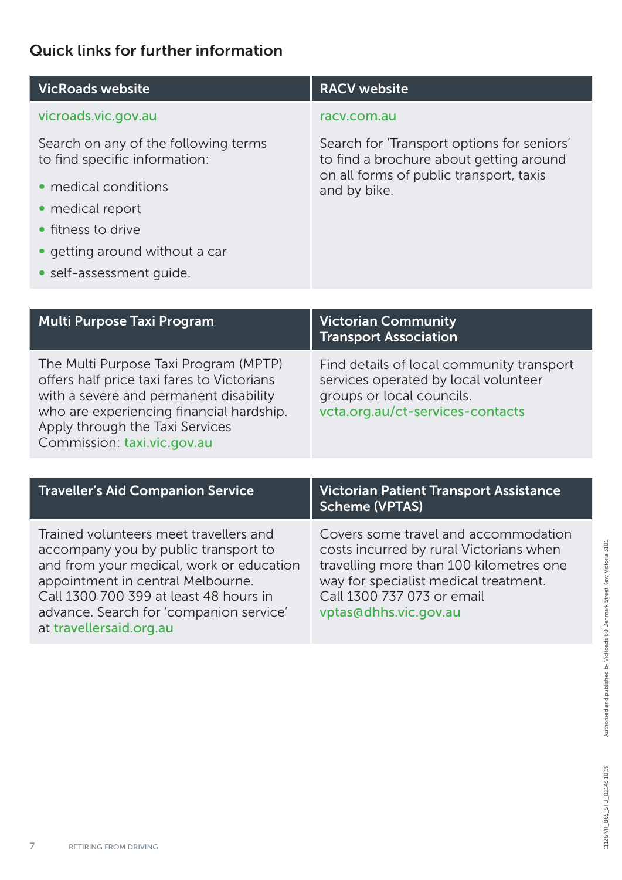## Quick links for further information

### VicRoads website

vicroads.vic.gov.au

Search on any of the following terms to find specific information:

- medical conditions
- medical report
- fitness to drive
- getting around without a car
- self-assessment guide.

### RACV website

racv.com.au

Search for 'Transport options for seniors' to find a brochure about getting around on all forms of public transport, taxis and by bike.

### Multi Purpose Taxi Program

The Multi Purpose Taxi Program (MPTP) offers half price taxi fares to Victorians with a severe and permanent disability who are experiencing financial hardship. Apply through the Taxi Services Commission: taxi.vic.gov.au

### Victorian Community Transport Association

Find details of local community transport services operated by local volunteer groups or local councils.
vcta.org.au/ct-services-contacts

### Traveller's Aid Companion Service

Trained volunteers meet travellers and accompany you by public transport to and from your medical, work or education appointment in central Melbourne.
Call 1300 700 399 at least 48 hours in advance. Search for 'companion service' at travellersaid.org.au

### Victorian Patient Transport Assistance Scheme (VPTAS)

Covers some travel and accommodation costs incurred by rural Victorians when travelling more than 100 kilometres one way for specialist medical treatment.
Call 1300 737 073 or email vptas@dhhs.vic.gov.au

Authorised and published by VicRoads 60 Denmark Street Kew Victoria 3101.

11126 VR_865_STU_02145 10.19